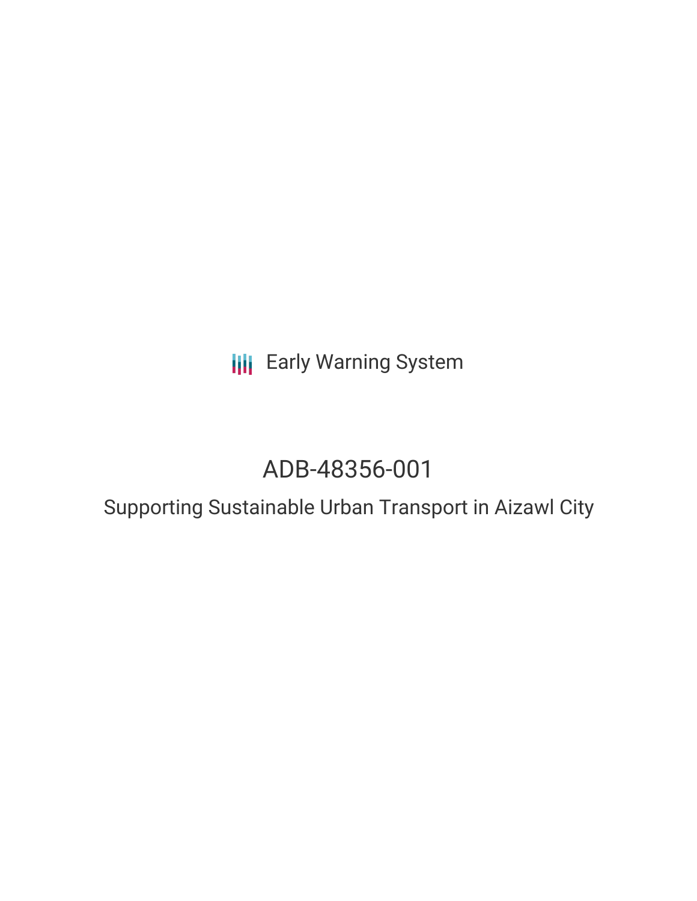Early Warning System

# ADB-48356-001

## Supporting Sustainable Urban Transport in Aizawl City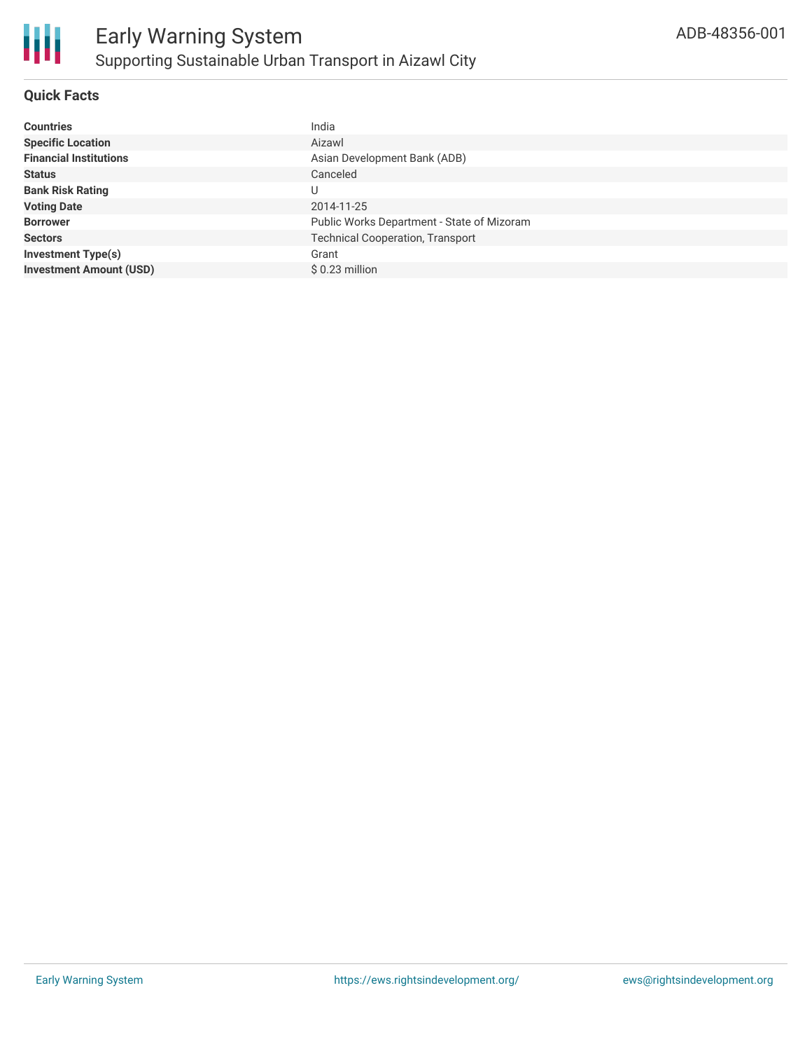# Early Warning System

## Supporting Sustainable Urban Transport in Aizawl City

ADB-48356-001

### Quick Facts

| | |
|---|---|
| **Countries** | India |
| **Specific Location** | Aizawl |
| **Financial Institutions** | Asian Development Bank (ADB) |
| **Status** | Canceled |
| **Bank Risk Rating** | U |
| **Voting Date** | 2014-11-25 |
| **Borrower** | Public Works Department - State of Mizoram |
| **Sectors** | Technical Cooperation, Transport |
| **Investment Type(s)** | Grant |
| **Investment Amount (USD)** | $ 0.23 million |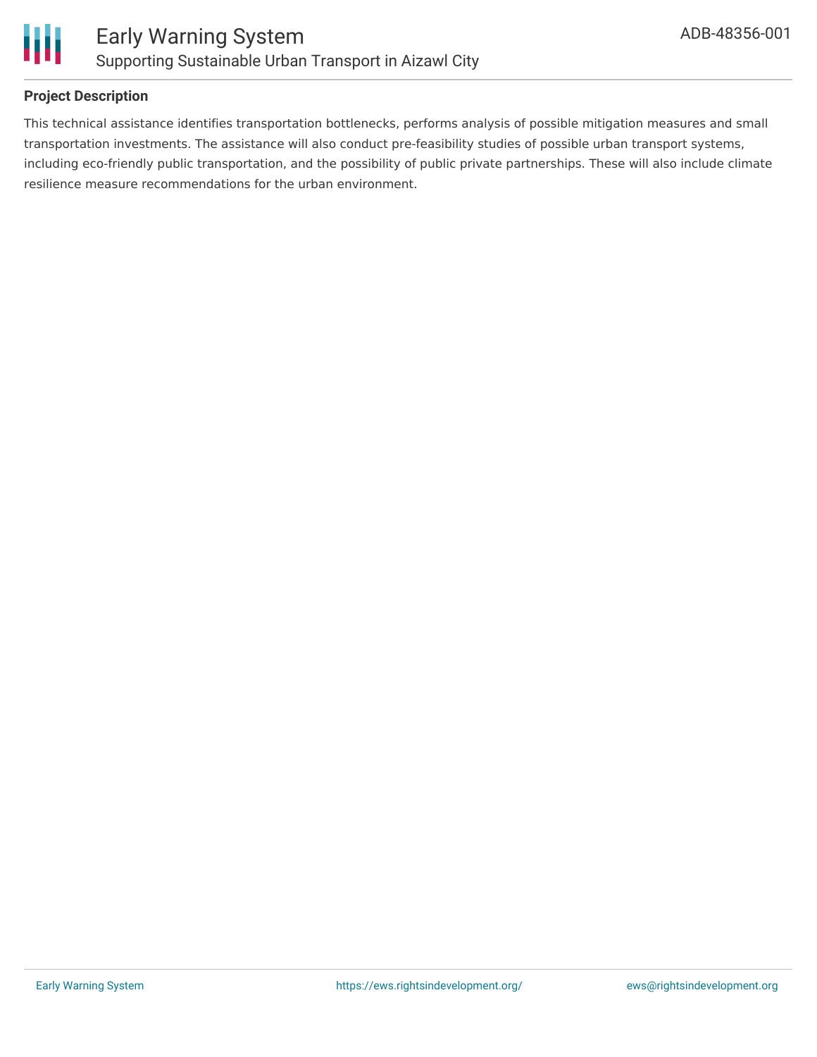## Project Description

This technical assistance identifies transportation bottlenecks, performs analysis of possible mitigation measures and small transportation investments. The assistance will also conduct pre-feasibility studies of possible urban transport systems, including eco-friendly public transportation, and the possibility of public private partnerships. These will also include climate resilience measure recommendations for the urban environment.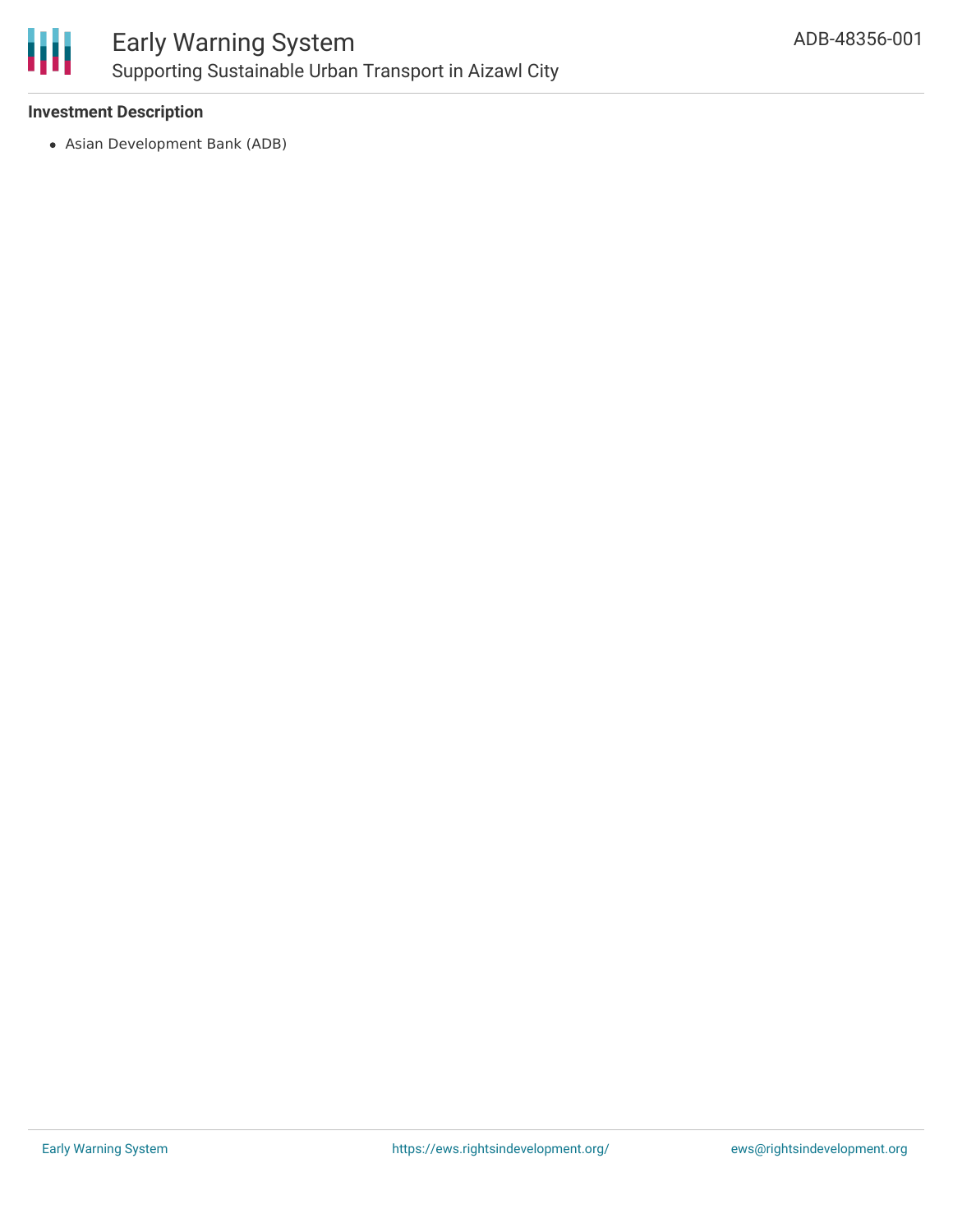**Investment Description**

- Asian Development Bank (ADB)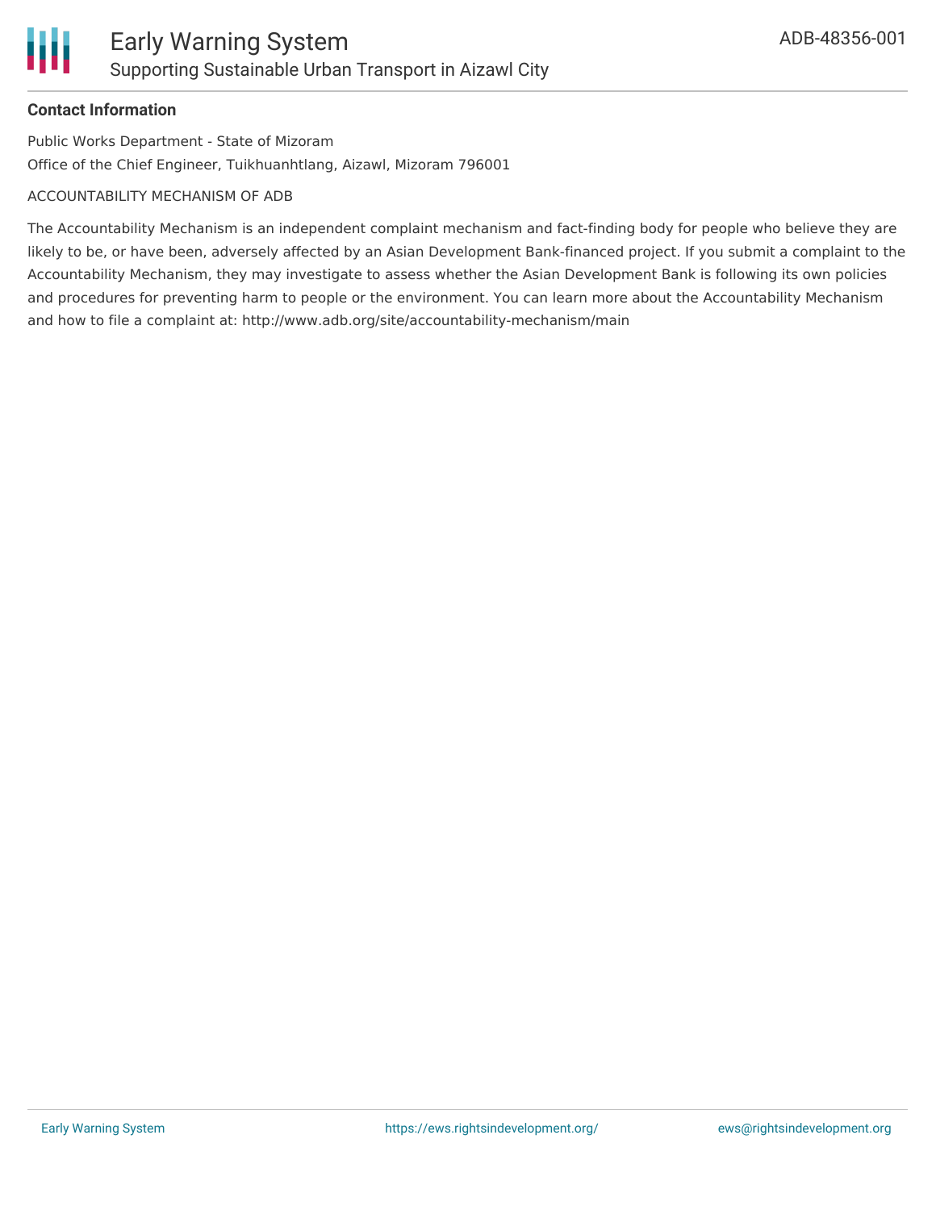**Contact Information**

Public Works Department - State of Mizoram

Office of the Chief Engineer, Tuikhuanhtlang, Aizawl, Mizoram 796001

ACCOUNTABILITY MECHANISM OF ADB

The Accountability Mechanism is an independent complaint mechanism and fact-finding body for people who believe they are likely to be, or have been, adversely affected by an Asian Development Bank-financed project. If you submit a complaint to the Accountability Mechanism, they may investigate to assess whether the Asian Development Bank is following its own policies and procedures for preventing harm to people or the environment. You can learn more about the Accountability Mechanism and how to file a complaint at: http://www.adb.org/site/accountability-mechanism/main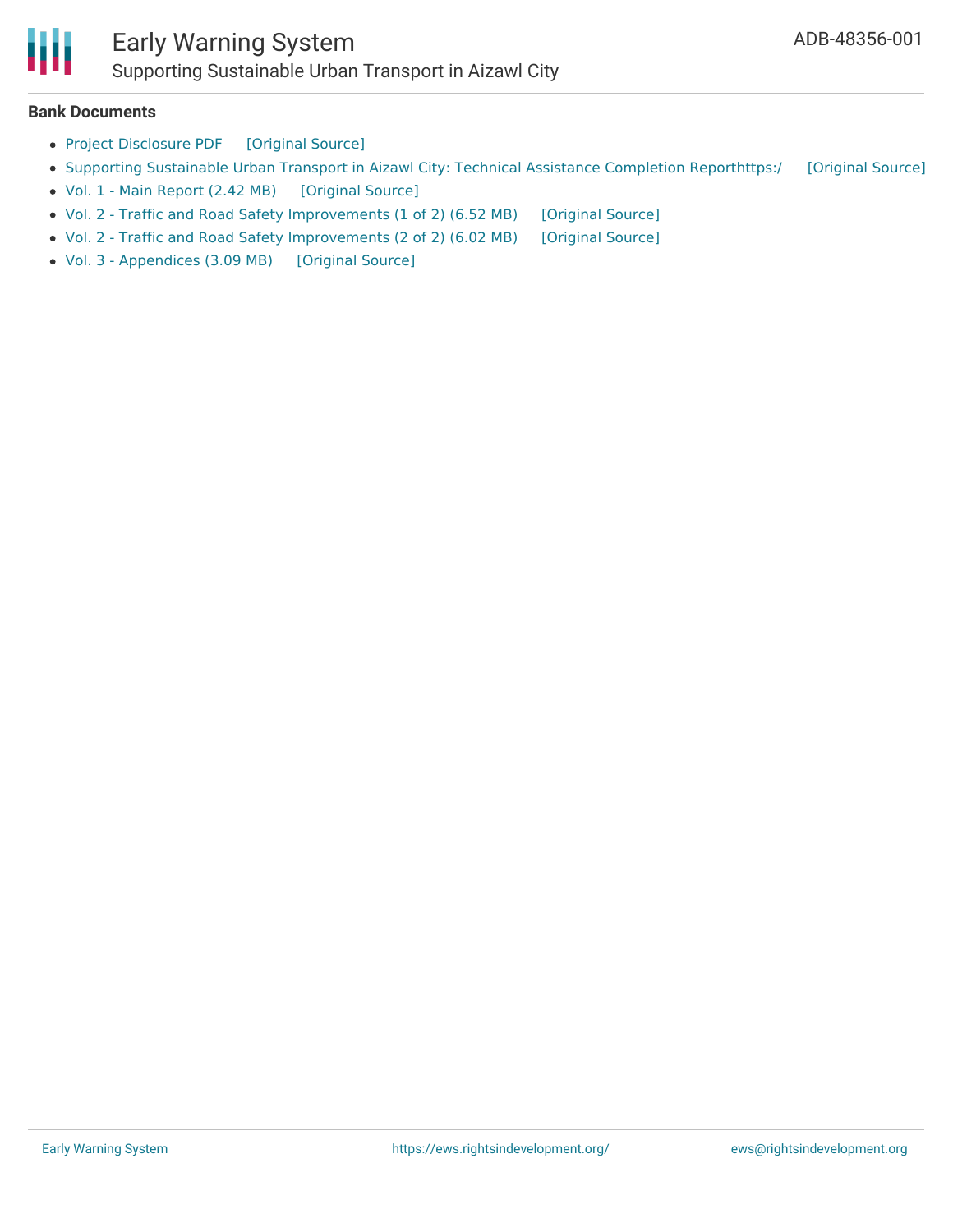**Bank Documents**

- Project Disclosure PDF [Original Source]
- Supporting Sustainable Urban Transport in Aizawl City: Technical Assistance Completion Reporthttps:/ [Original Source]
- Vol. 1 - Main Report (2.42 MB) [Original Source]
- Vol. 2 - Traffic and Road Safety Improvements (1 of 2) (6.52 MB) [Original Source]
- Vol. 2 - Traffic and Road Safety Improvements (2 of 2) (6.02 MB) [Original Source]
- Vol. 3 - Appendices (3.09 MB) [Original Source]